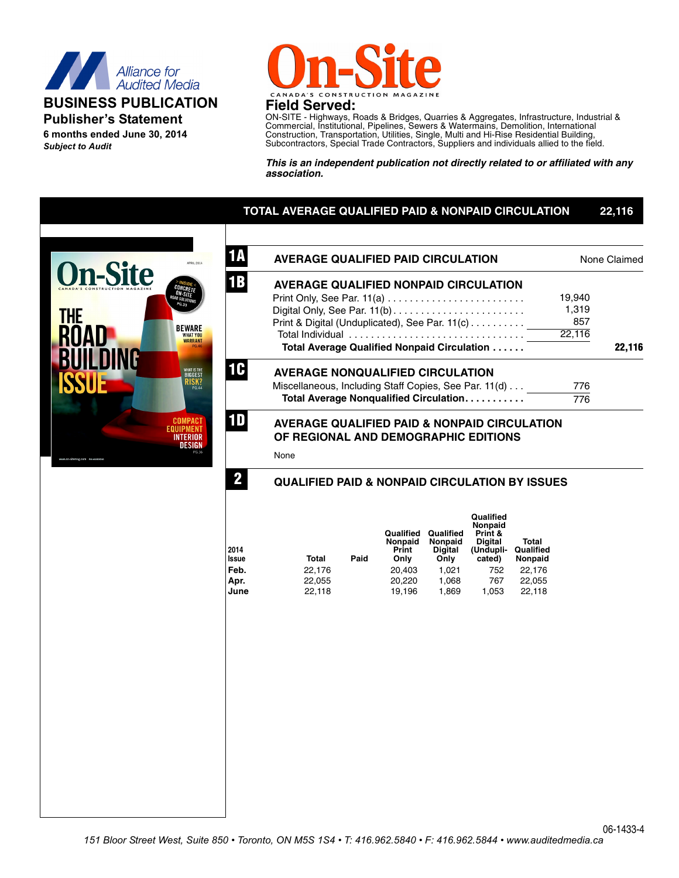Alliance for Audited Media

**BUSINESS PUBLICATION**

**Publisher's Statement**

**6 months ended June 30, 2014**

***Subject to Audit***

# On-Site

CANADA'S CONSTRUCTION MAGAZINE

## Field Served:

ON-SITE - Highways, Roads & Bridges, Quarries & Aggregates, Infrastructure, Industrial & Commercial, Institutional, Pipelines, Sewers & Watermains, Demolition, International Construction, Transportation, Utilities, Single, Multi and Hi-Rise Residential Building, Subcontractors, Special Trade Contractors, Suppliers and individuals allied to the field.

***This is an independent publication not directly related to or affiliated with any association.***

## TOTAL AVERAGE QUALIFIED PAID & NONPAID CIRCULATION — 22,116

### 1A AVERAGE QUALIFIED PAID CIRCULATION

None Claimed

### 1B AVERAGE QUALIFIED NONPAID CIRCULATION

| | | |
|---|---|---|
| Print Only, See Par. 11(a) | 19,940 | |
| Digital Only, See Par. 11(b) | 1,319 | |
| Print & Digital (Unduplicated), See Par. 11(c) | 857 | |
| Total Individual | 22,116 | |
| **Total Average Qualified Nonpaid Circulation** | | **22,116** |

### 1C AVERAGE NONQUALIFIED CIRCULATION

| | |
|---|---|
| Miscellaneous, Including Staff Copies, See Par. 11(d) | 776 |
| **Total Average Nonqualified Circulation** | 776 |

### 1D AVERAGE QUALIFIED PAID & NONPAID CIRCULATION OF REGIONAL AND DEMOGRAPHIC EDITIONS

None

### 2 QUALIFIED PAID & NONPAID CIRCULATION BY ISSUES

| 2014 Issue | Total | Paid | Qualified Nonpaid Print Only | Qualified Nonpaid Digital Only | Qualified Nonpaid Print & Digital (Unduplicated) | Total Qualified Nonpaid |
|---|---|---|---|---|---|---|
| Feb. | 22,176 | | 20,403 | 1,021 | 752 | 22,176 |
| Apr. | 22,055 | | 20,220 | 1,068 | 767 | 22,055 |
| June | 22,118 | | 19,196 | 1,869 | 1,053 | 22,118 |

06-1433-4

*151 Bloor Street West, Suite 850 • Toronto, ON M5S 1S4 • T: 416.962.5840 • F: 416.962.5844 • www.auditedmedia.ca*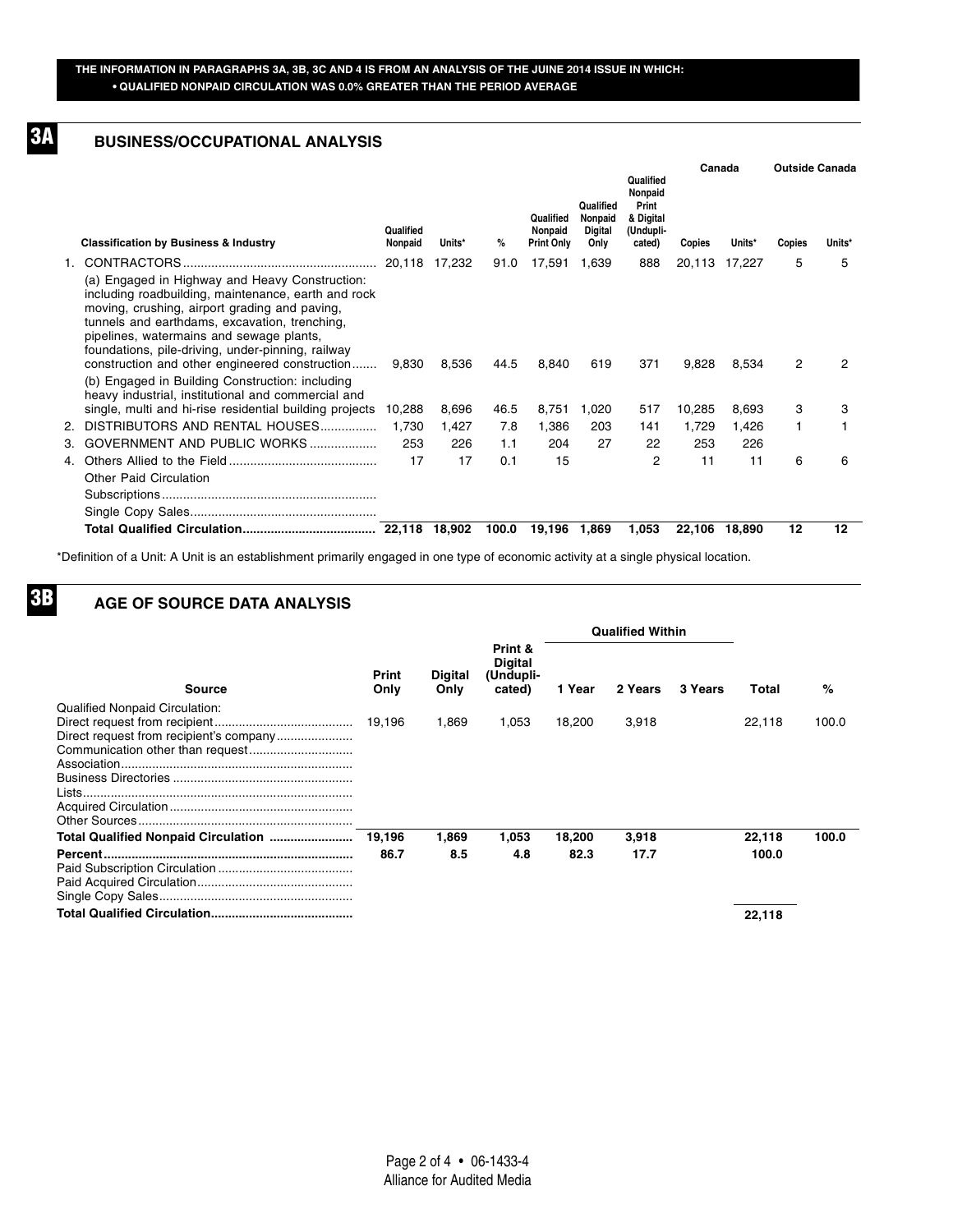**THE INFORMATION IN PARAGRAPHS 3A, 3B, 3C AND 4 IS FROM AN ANALYSIS OF THE JUINE 2014 ISSUE IN WHICH:**
**• QUALIFIED NONPAID CIRCULATION WAS 0.0% GREATER THAN THE PERIOD AVERAGE**

## 3A BUSINESS/OCCUPATIONAL ANALYSIS

| Classification by Business & Industry | Qualified Nonpaid | Units* | % | Qualified Nonpaid Print Only | Qualified Nonpaid Digital Only | Qualified Nonpaid Print & Digital (Unduplicated) | Canada Copies | Canada Units* | Outside Canada Copies | Outside Canada Units* |
|---|---|---|---|---|---|---|---|---|---|---|
| 1. CONTRACTORS | 20,118 | 17,232 | 91.0 | 17,591 | 1,639 | 888 | 20,113 | 17,227 | 5 | 5 |
| (a) Engaged in Highway and Heavy Construction: including roadbuilding, maintenance, earth and rock moving, crushing, airport grading and paving, tunnels and earthdams, excavation, trenching, pipelines, watermains and sewage plants, foundations, pile-driving, under-pinning, railway construction and other engineered construction | 9,830 | 8,536 | 44.5 | 8,840 | 619 | 371 | 9,828 | 8,534 | 2 | 2 |
| (b) Engaged in Building Construction: including heavy industrial, institutional and commercial and single, multi and hi-rise residential building projects | 10,288 | 8,696 | 46.5 | 8,751 | 1,020 | 517 | 10,285 | 8,693 | 3 | 3 |
| 2. DISTRIBUTORS AND RENTAL HOUSES | 1,730 | 1,427 | 7.8 | 1,386 | 203 | 141 | 1,729 | 1,426 | 1 | 1 |
| 3. GOVERNMENT AND PUBLIC WORKS | 253 | 226 | 1.1 | 204 | 27 | 22 | 253 | 226 | | |
| 4. Others Allied to the Field | 17 | 17 | 0.1 | 15 | | 2 | 11 | 11 | 6 | 6 |
| Other Paid Circulation | | | | | | | | | | |
| Subscriptions | | | | | | | | | | |
| Single Copy Sales | | | | | | | | | | |
| **Total Qualified Circulation** | **22,118** | **18,902** | **100.0** | **19,196** | **1,869** | **1,053** | **22,106** | **18,890** | **12** | **12** |

*Definition of a Unit: A Unit is an establishment primarily engaged in one type of economic activity at a single physical location.

## 3B AGE OF SOURCE DATA ANALYSIS

| Source | Print Only | Digital Only | Print & Digital (Unduplicated) | Qualified Within 1 Year | Qualified Within 2 Years | Qualified Within 3 Years | Total | % |
|---|---|---|---|---|---|---|---|---|
| Qualified Nonpaid Circulation: | | | | | | | | |
| Direct request from recipient | 19,196 | 1,869 | 1,053 | 18,200 | 3,918 | | 22,118 | 100.0 |
| Direct request from recipient's company | | | | | | | | |
| Communication other than request | | | | | | | | |
| Association | | | | | | | | |
| Business Directories | | | | | | | | |
| Lists | | | | | | | | |
| Acquired Circulation | | | | | | | | |
| Other Sources | | | | | | | | |
| **Total Qualified Nonpaid Circulation** | **19,196** | **1,869** | **1,053** | **18,200** | **3,918** | | **22,118** | **100.0** |
| **Percent** | **86.7** | **8.5** | **4.8** | **82.3** | **17.7** | | **100.0** | |
| Paid Subscription Circulation | | | | | | | | |
| Paid Acquired Circulation | | | | | | | | |
| Single Copy Sales | | | | | | | | |
| **Total Qualified Circulation** | | | | | | | **22,118** | |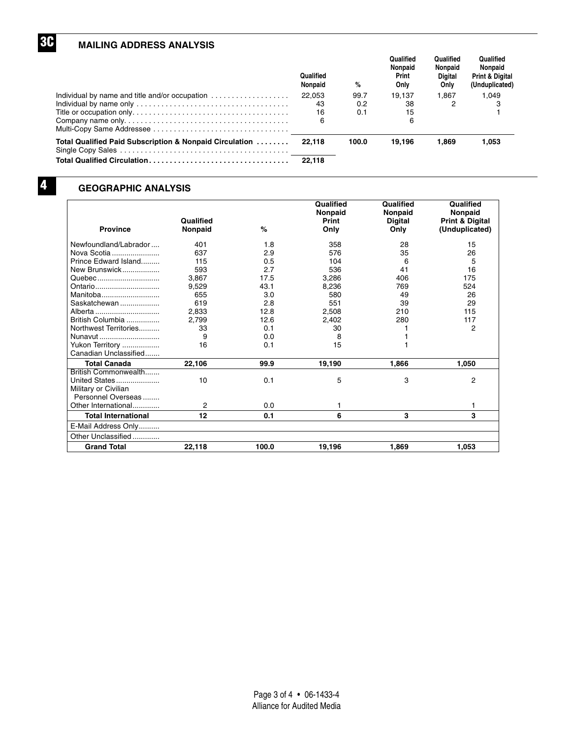## 3C MAILING ADDRESS ANALYSIS

| | Qualified Nonpaid | % | Qualified Nonpaid Print Only | Qualified Nonpaid Digital Only | Qualified Nonpaid Print & Digital (Unduplicated) |
|---|---|---|---|---|---|
| Individual by name and title and/or occupation | 22,053 | 99.7 | 19,137 | 1,867 | 1,049 |
| Individual by name only | 43 | 0.2 | 38 | 2 | 3 |
| Title or occupation only | 16 | 0.1 | 15 | | 1 |
| Company name only | 6 | | 6 | | |
| Multi-Copy Same Addressee | | | | | |
| **Total Qualified Paid Subscription & Nonpaid Circulation** | **22,118** | **100.0** | **19,196** | **1,869** | **1,053** |
| Single Copy Sales | | | | | |
| **Total Qualified Circulation** | **22,118** | | | | |

## 4 GEOGRAPHIC ANALYSIS

| Province | Qualified Nonpaid | % | Qualified Nonpaid Print Only | Qualified Nonpaid Digital Only | Qualified Nonpaid Print & Digital (Unduplicated) |
|---|---|---|---|---|---|
| Newfoundland/Labrador | 401 | 1.8 | 358 | 28 | 15 |
| Nova Scotia | 637 | 2.9 | 576 | 35 | 26 |
| Prince Edward Island | 115 | 0.5 | 104 | 6 | 5 |
| New Brunswick | 593 | 2.7 | 536 | 41 | 16 |
| Quebec | 3,867 | 17.5 | 3,286 | 406 | 175 |
| Ontario | 9,529 | 43.1 | 8,236 | 769 | 524 |
| Manitoba | 655 | 3.0 | 580 | 49 | 26 |
| Saskatchewan | 619 | 2.8 | 551 | 39 | 29 |
| Alberta | 2,833 | 12.8 | 2,508 | 210 | 115 |
| British Columbia | 2,799 | 12.6 | 2,402 | 280 | 117 |
| Northwest Territories | 33 | 0.1 | 30 | 1 | 2 |
| Nunavut | 9 | 0.0 | 8 | 1 | |
| Yukon Territory | 16 | 0.1 | 15 | 1 | |
| Canadian Unclassified | | | | | |
| **Total Canada** | **22,106** | **99.9** | **19,190** | **1,866** | **1,050** |
| British Commonwealth | | | | | |
| United States | 10 | 0.1 | 5 | 3 | 2 |
| Military or Civilian Personnel Overseas | | | | | |
| Other International | 2 | 0.0 | 1 | | 1 |
| **Total International** | **12** | **0.1** | **6** | **3** | **3** |
| E-Mail Address Only | | | | | |
| Other Unclassified | | | | | |
| **Grand Total** | **22,118** | **100.0** | **19,196** | **1,869** | **1,053** |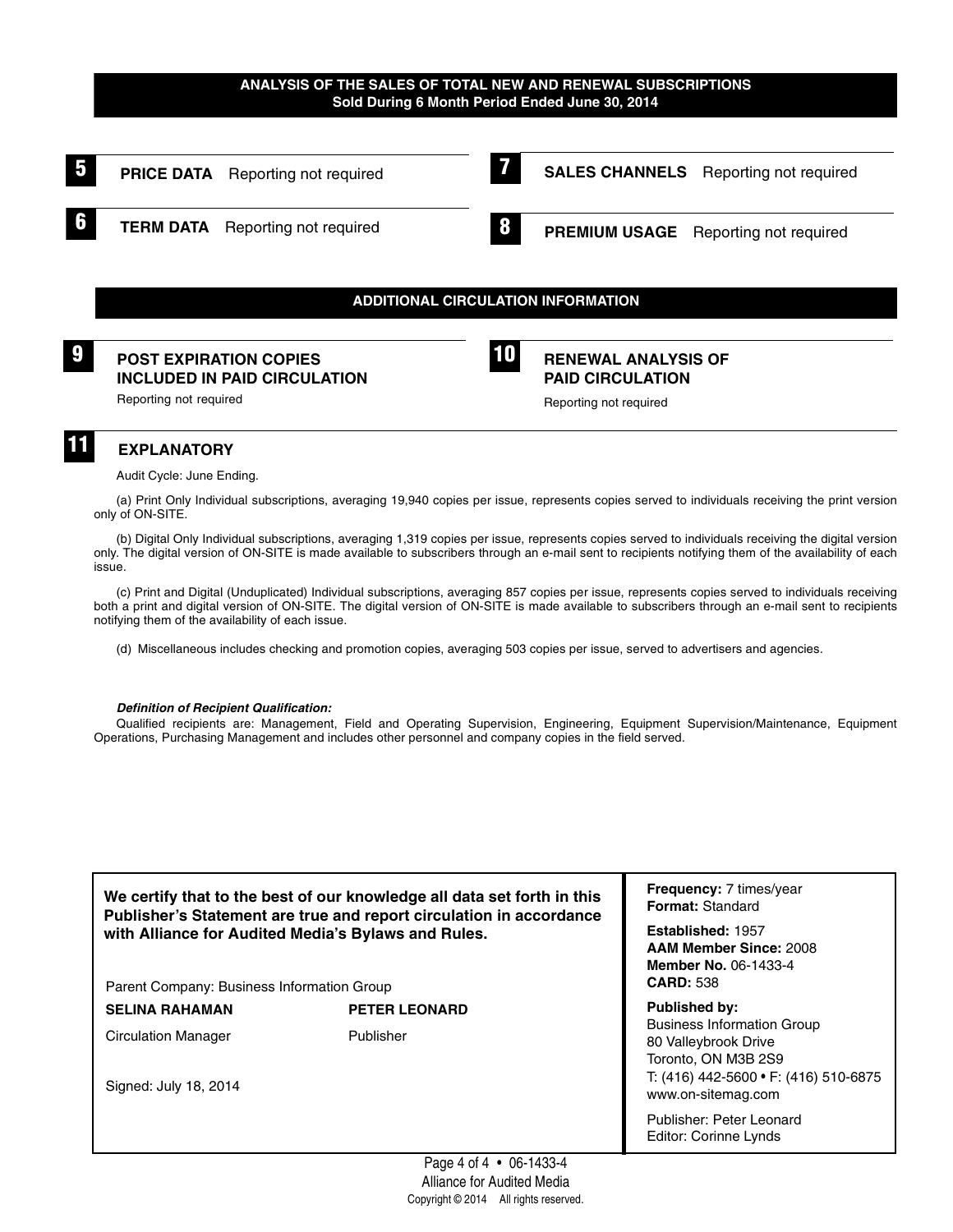## ANALYSIS OF THE SALES OF TOTAL NEW AND RENEWAL SUBSCRIPTIONS
**Sold During 6 Month Period Ended June 30, 2014**

**5** **PRICE DATA** Reporting not required

**6** **TERM DATA** Reporting not required

**7** **SALES CHANNELS** Reporting not required

**8** **PREMIUM USAGE** Reporting not required

## ADDITIONAL CIRCULATION INFORMATION

**9** **POST EXPIRATION COPIES INCLUDED IN PAID CIRCULATION**

Reporting not required

**10** **RENEWAL ANALYSIS OF PAID CIRCULATION**

Reporting not required

**11** **EXPLANATORY**

Audit Cycle: June Ending.

(a) Print Only Individual subscriptions, averaging 19,940 copies per issue, represents copies served to individuals receiving the print version only of ON-SITE.

(b) Digital Only Individual subscriptions, averaging 1,319 copies per issue, represents copies served to individuals receiving the digital version only. The digital version of ON-SITE is made available to subscribers through an e-mail sent to recipients notifying them of the availability of each issue.

(c) Print and Digital (Unduplicated) Individual subscriptions, averaging 857 copies per issue, represents copies served to individuals receiving both a print and digital version of ON-SITE. The digital version of ON-SITE is made available to subscribers through an e-mail sent to recipients notifying them of the availability of each issue.

(d) Miscellaneous includes checking and promotion copies, averaging 503 copies per issue, served to advertisers and agencies.

***Definition of Recipient Qualification:***

Qualified recipients are: Management, Field and Operating Supervision, Engineering, Equipment Supervision/Maintenance, Equipment Operations, Purchasing Management and includes other personnel and company copies in the field served.

**We certify that to the best of our knowledge all data set forth in this Publisher's Statement are true and report circulation in accordance with Alliance for Audited Media's Bylaws and Rules.**

Parent Company: Business Information Group

**SELINA RAHAMAN**
Circulation Manager

**PETER LEONARD**
Publisher

Signed: July 18, 2014

**Frequency:** 7 times/year
**Format:** Standard

**Established:** 1957
**AAM Member Since:** 2008
**Member No.** 06-1433-4
**CARD:** 538

**Published by:**
Business Information Group
80 Valleybrook Drive
Toronto, ON M3B 2S9
T: (416) 442-5600 • F: (416) 510-6875
www.on-sitemag.com

Publisher: Peter Leonard
Editor: Corinne Lynds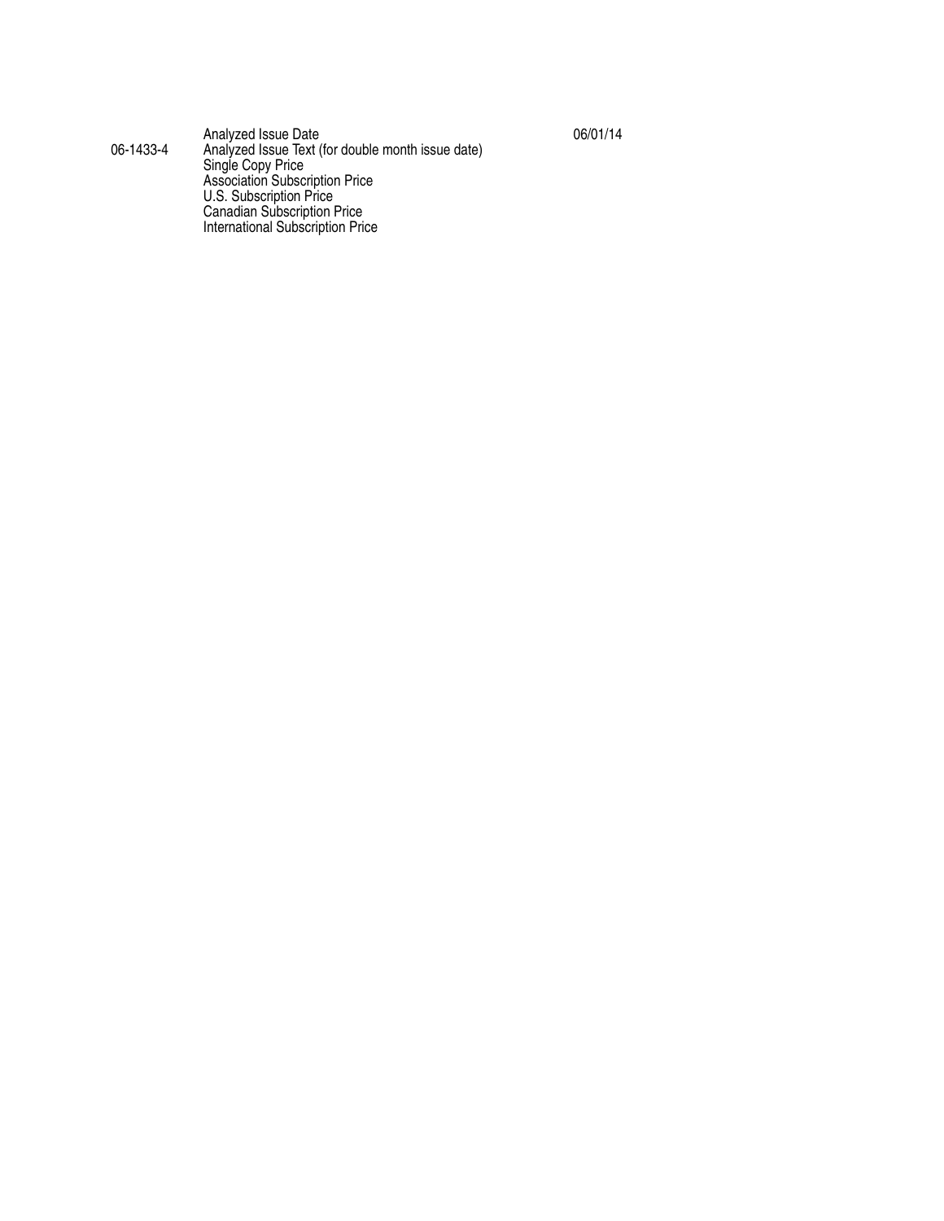| | | |
|---|---|---|
| | Analyzed Issue Date | 06/01/14 |
| 06-1433-4 | Analyzed Issue Text (for double month issue date) | |
| | Single Copy Price | |
| | Association Subscription Price | |
| | U.S. Subscription Price | |
| | Canadian Subscription Price | |
| | International Subscription Price | |